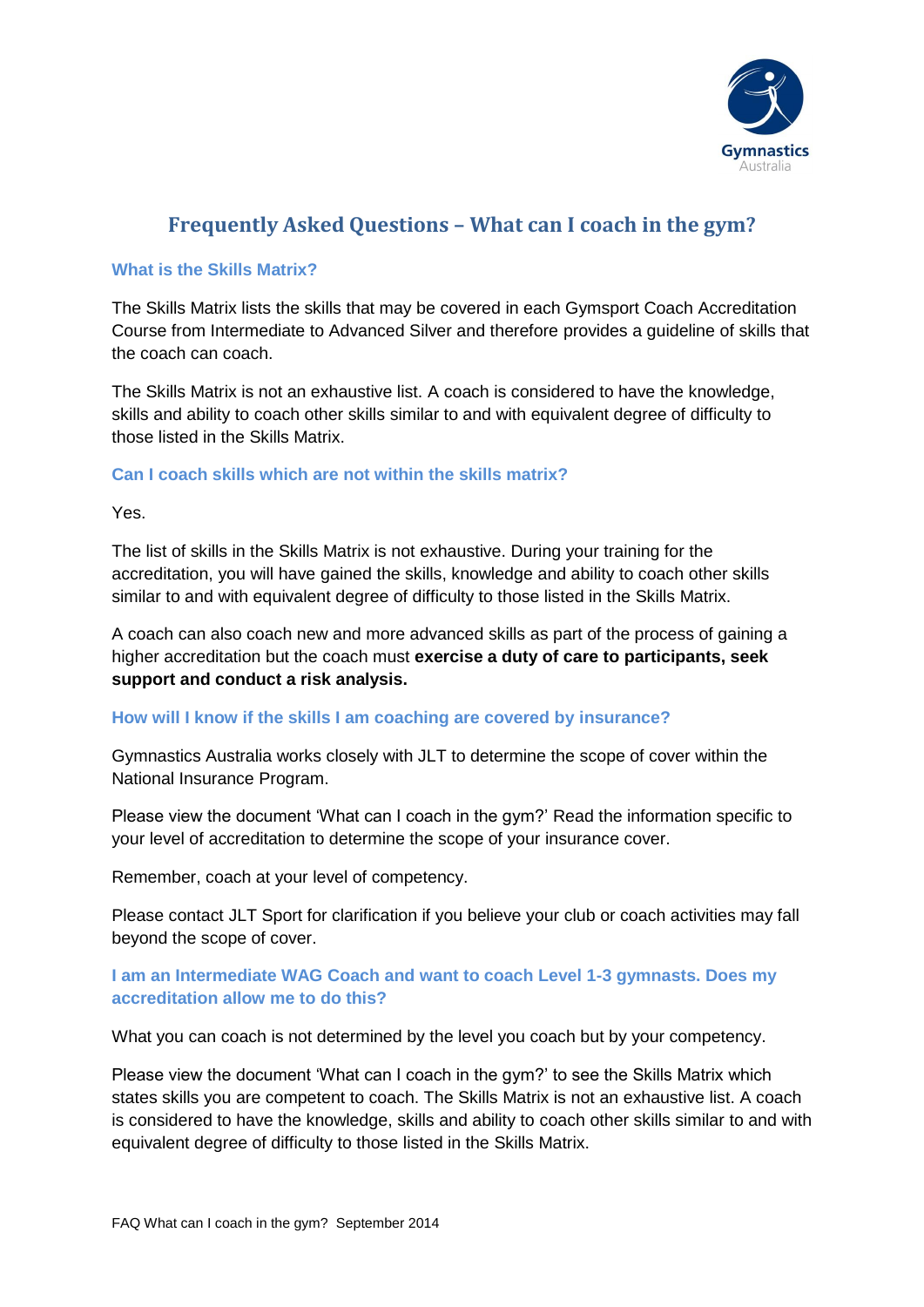# Frequently Asked Questions – What can I coach in the gym?

### What is the Skills Matrix?

The Skills Matrix lists the skills that may be covered in each Gymsport Coach Accreditation Course from Intermediate to Advanced Silver and therefore provides a guideline of skills that the coach can coach.

The Skills Matrix is not an exhaustive list. A coach is considered to have the knowledge, skills and ability to coach other skills similar to and with equivalent degree of difficulty to those listed in the Skills Matrix.

### Can I coach skills which are not within the skills matrix?

Yes.

The list of skills in the Skills Matrix is not exhaustive. During your training for the accreditation, you will have gained the skills, knowledge and ability to coach other skills similar to and with equivalent degree of difficulty to those listed in the Skills Matrix.

A coach can also coach new and more advanced skills as part of the process of gaining a higher accreditation but the coach must **exercise a duty of care to participants, seek support and conduct a risk analysis.**

### How will I know if the skills I am coaching are covered by insurance?

Gymnastics Australia works closely with JLT to determine the scope of cover within the National Insurance Program.

Please view the document 'What can I coach in the gym?' Read the information specific to your level of accreditation to determine the scope of your insurance cover.

Remember, coach at your level of competency.

Please contact JLT Sport for clarification if you believe your club or coach activities may fall beyond the scope of cover.

### I am an Intermediate WAG Coach and want to coach Level 1-3 gymnasts. Does my accreditation allow me to do this?

What you can coach is not determined by the level you coach but by your competency.

Please view the document 'What can I coach in the gym?' to see the Skills Matrix which states skills you are competent to coach. The Skills Matrix is not an exhaustive list. A coach is considered to have the knowledge, skills and ability to coach other skills similar to and with equivalent degree of difficulty to those listed in the Skills Matrix.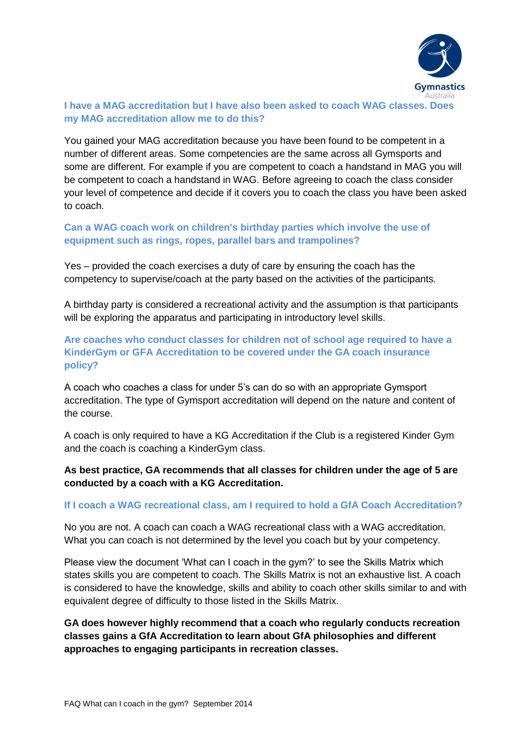### I have a MAG accreditation but I have also been asked to coach WAG classes. Does my MAG accreditation allow me to do this?

You gained your MAG accreditation because you have been found to be competent in a number of different areas. Some competencies are the same across all Gymsports and some are different. For example if you are competent to coach a handstand in MAG you will be competent to coach a handstand in WAG. Before agreeing to coach the class consider your level of competence and decide if it covers you to coach the class you have been asked to coach.

### Can a WAG coach work on children's birthday parties which involve the use of equipment such as rings, ropes, parallel bars and trampolines?

Yes – provided the coach exercises a duty of care by ensuring the coach has the competency to supervise/coach at the party based on the activities of the participants.

A birthday party is considered a recreational activity and the assumption is that participants will be exploring the apparatus and participating in introductory level skills.

### Are coaches who conduct classes for children not of school age required to have a KinderGym or GFA Accreditation to be covered under the GA coach insurance policy?

A coach who coaches a class for under 5's can do so with an appropriate Gymsport accreditation. The type of Gymsport accreditation will depend on the nature and content of the course.

A coach is only required to have a KG Accreditation if the Club is a registered Kinder Gym and the coach is coaching a KinderGym class.

**As best practice, GA recommends that all classes for children under the age of 5 are conducted by a coach with a KG Accreditation.**

### If I coach a WAG recreational class, am I required to hold a GfA Coach Accreditation?

No you are not. A coach can coach a WAG recreational class with a WAG accreditation. What you can coach is not determined by the level you coach but by your competency.

Please view the document 'What can I coach in the gym?' to see the Skills Matrix which states skills you are competent to coach. The Skills Matrix is not an exhaustive list. A coach is considered to have the knowledge, skills and ability to coach other skills similar to and with equivalent degree of difficulty to those listed in the Skills Matrix.

**GA does however highly recommend that a coach who regularly conducts recreation classes gains a GfA Accreditation to learn about GfA philosophies and different approaches to engaging participants in recreation classes.**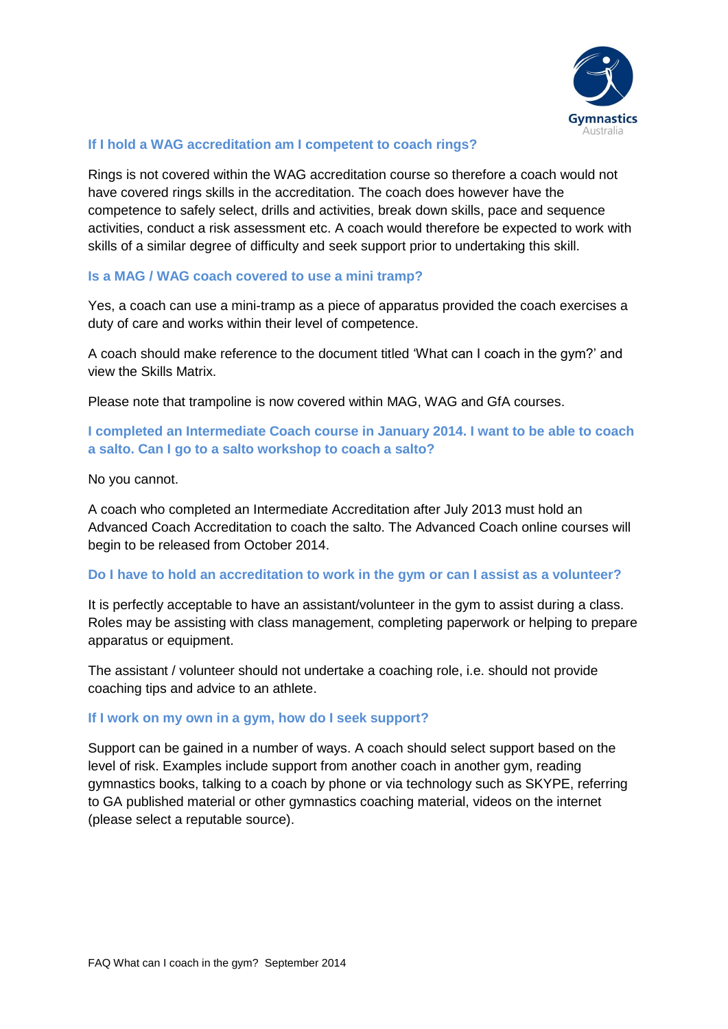### If I hold a WAG accreditation am I competent to coach rings?

Rings is not covered within the WAG accreditation course so therefore a coach would not have covered rings skills in the accreditation. The coach does however have the competence to safely select, drills and activities, break down skills, pace and sequence activities, conduct a risk assessment etc. A coach would therefore be expected to work with skills of a similar degree of difficulty and seek support prior to undertaking this skill.

### Is a MAG / WAG coach covered to use a mini tramp?

Yes, a coach can use a mini-tramp as a piece of apparatus provided the coach exercises a duty of care and works within their level of competence.

A coach should make reference to the document titled 'What can I coach in the gym?' and view the Skills Matrix.

Please note that trampoline is now covered within MAG, WAG and GfA courses.

### I completed an Intermediate Coach course in January 2014. I want to be able to coach a salto. Can I go to a salto workshop to coach a salto?

No you cannot.

A coach who completed an Intermediate Accreditation after July 2013 must hold an Advanced Coach Accreditation to coach the salto. The Advanced Coach online courses will begin to be released from October 2014.

### Do I have to hold an accreditation to work in the gym or can I assist as a volunteer?

It is perfectly acceptable to have an assistant/volunteer in the gym to assist during a class. Roles may be assisting with class management, completing paperwork or helping to prepare apparatus or equipment.

The assistant / volunteer should not undertake a coaching role, i.e. should not provide coaching tips and advice to an athlete.

### If I work on my own in a gym, how do I seek support?

Support can be gained in a number of ways. A coach should select support based on the level of risk. Examples include support from another coach in another gym, reading gymnastics books, talking to a coach by phone or via technology such as SKYPE, referring to GA published material or other gymnastics coaching material, videos on the internet (please select a reputable source).